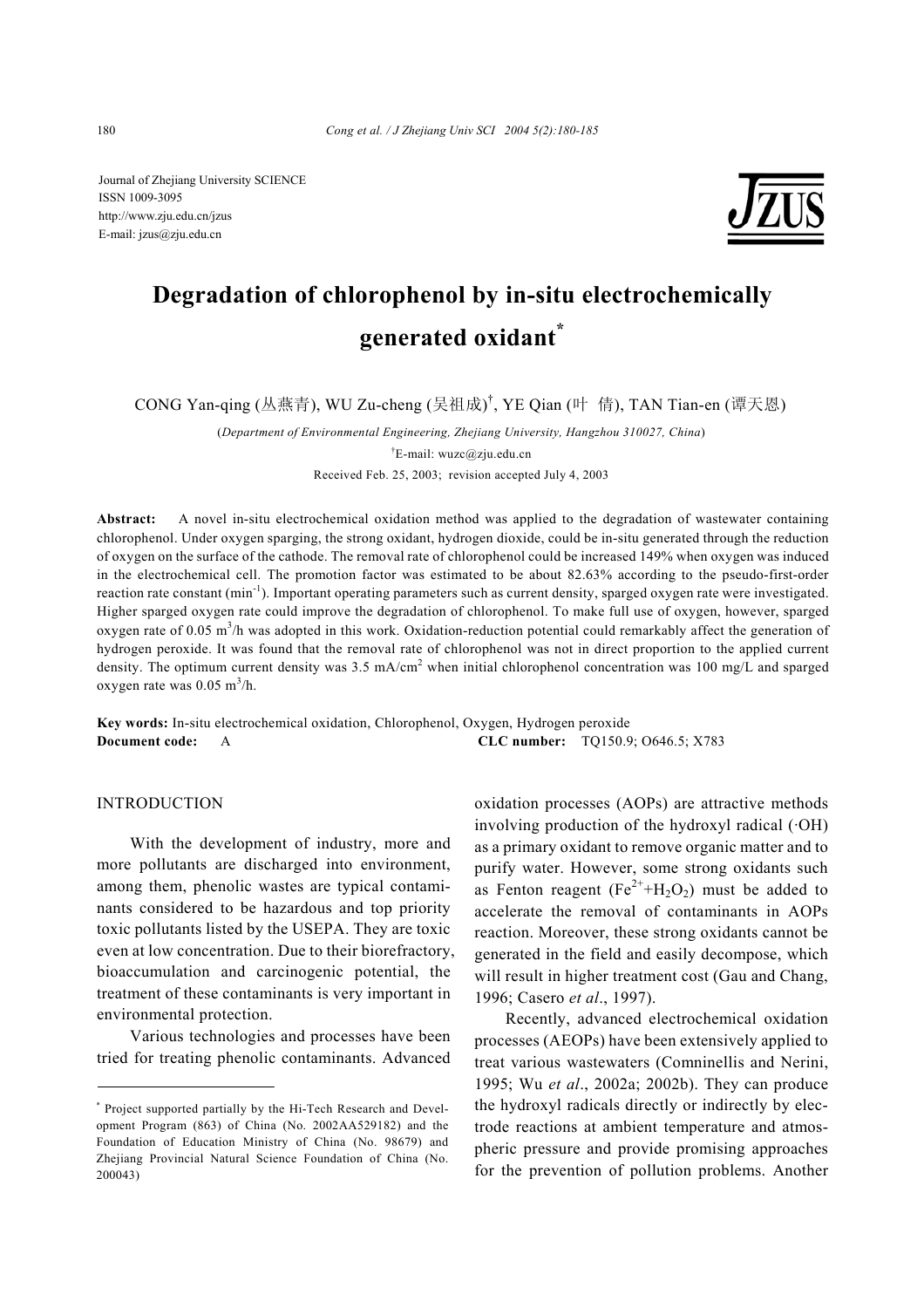Journal of Zhejiang University SCIENCE
ISSN 1009-3095
http://www.zju.edu.cn/jzus
E-mail: jzus@zju.edu.cn

# Degradation of chlorophenol by in-situ electrochemically generated oxidant*

CONG Yan-qing (丛燕青), WU Zu-cheng (吴祖成)[†], YE Qian (叶 倩), TAN Tian-en (谭天恩)

(*Department of Environmental Engineering, Zhejiang University, Hangzhou 310027, China*)

[†]E-mail: wuzc@zju.edu.cn

Received Feb. 25, 2003; revision accepted July 4, 2003

**Abstract:** A novel in-situ electrochemical oxidation method was applied to the degradation of wastewater containing chlorophenol. Under oxygen sparging, the strong oxidant, hydrogen dioxide, could be in-situ generated through the reduction of oxygen on the surface of the cathode. The removal rate of chlorophenol could be increased 149% when oxygen was induced in the electrochemical cell. The promotion factor was estimated to be about 82.63% according to the pseudo-first-order reaction rate constant ($min^{-1}$). Important operating parameters such as current density, sparged oxygen rate were investigated. Higher sparged oxygen rate could improve the degradation of chlorophenol. To make full use of oxygen, however, sparged oxygen rate of 0.05 $m^3/h$ was adopted in this work. Oxidation-reduction potential could remarkably affect the generation of hydrogen peroxide. It was found that the removal rate of chlorophenol was not in direct proportion to the applied current density. The optimum current density was 3.5 $mA/cm^2$ when initial chlorophenol concentration was 100 mg/L and sparged oxygen rate was 0.05 $m^3/h$.

**Key words:** In-situ electrochemical oxidation, Chlorophenol, Oxygen, Hydrogen peroxide

**Document code:** A **CLC number:** TQ150.9; O646.5; X783

## INTRODUCTION

With the development of industry, more and more pollutants are discharged into environment, among them, phenolic wastes are typical contaminants considered to be hazardous and top priority toxic pollutants listed by the USEPA. They are toxic even at low concentration. Due to their biorefractory, bioaccumulation and carcinogenic potential, the treatment of these contaminants is very important in environmental protection.

Various technologies and processes have been tried for treating phenolic contaminants. Advanced oxidation processes (AOPs) are attractive methods involving production of the hydroxyl radical (·OH) as a primary oxidant to remove organic matter and to purify water. However, some strong oxidants such as Fenton reagent ($Fe^{2+}$+$H_2O_2$) must be added to accelerate the removal of contaminants in AOPs reaction. Moreover, these strong oxidants cannot be generated in the field and easily decompose, which will result in higher treatment cost (Gau and Chang, 1996; Casero *et al*., 1997).

Recently, advanced electrochemical oxidation processes (AEOPs) have been extensively applied to treat various wastewaters (Comninellis and Nerini, 1995; Wu *et al*., 2002a; 2002b). They can produce the hydroxyl radicals directly or indirectly by electrode reactions at ambient temperature and atmospheric pressure and provide promising approaches for the prevention of pollution problems. Another

---

\* Project supported partially by the Hi-Tech Research and Development Program (863) of China (No. 2002AA529182) and the Foundation of Education Ministry of China (No. 98679) and Zhejiang Provincial Natural Science Foundation of China (No. 200043)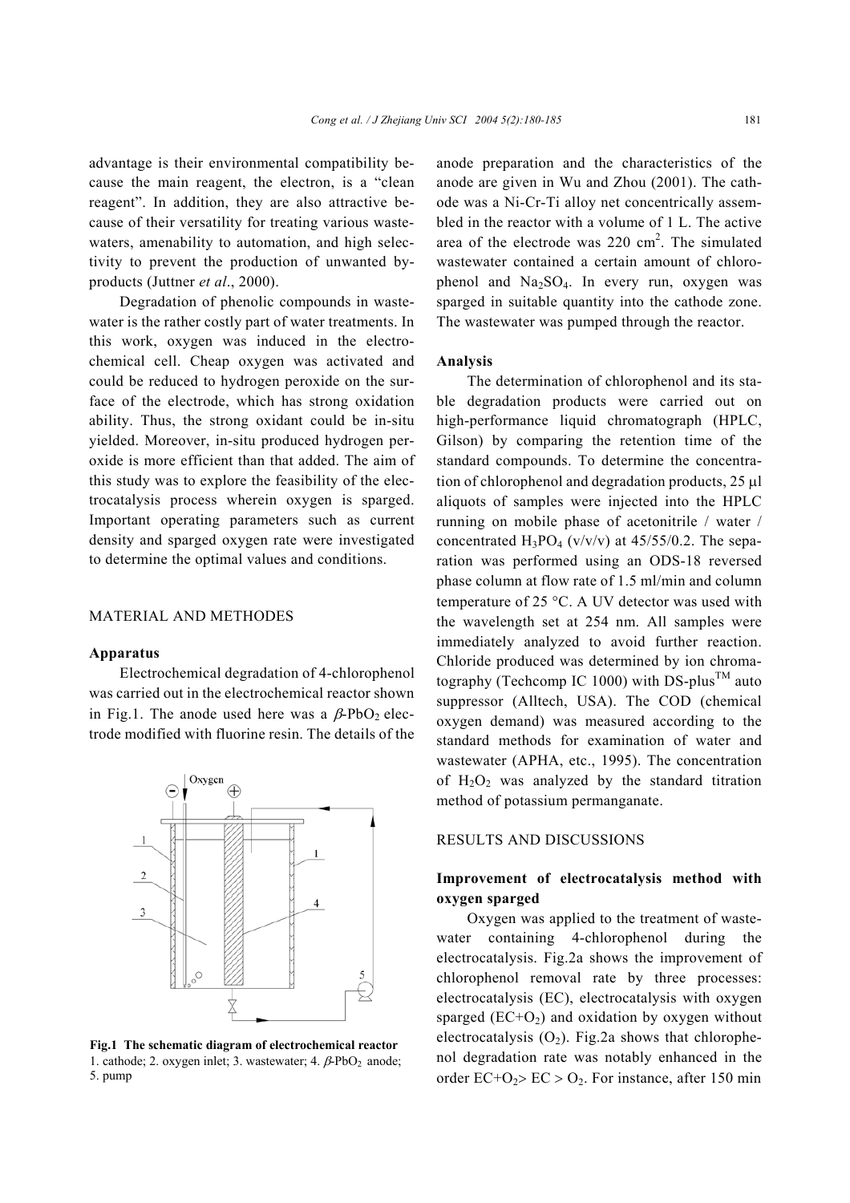advantage is their environmental compatibility because the main reagent, the electron, is a "clean reagent". In addition, they are also attractive because of their versatility for treating various wastewaters, amenability to automation, and high selectivity to prevent the production of unwanted by-products (Juttner *et al*., 2000).

Degradation of phenolic compounds in wastewater is the rather costly part of water treatments. In this work, oxygen was induced in the electrochemical cell. Cheap oxygen was activated and could be reduced to hydrogen peroxide on the surface of the electrode, which has strong oxidation ability. Thus, the strong oxidant could be in-situ yielded. Moreover, in-situ produced hydrogen peroxide is more efficient than that added. The aim of this study was to explore the feasibility of the electrocatalysis process wherein oxygen is sparged. Important operating parameters such as current density and sparged oxygen rate were investigated to determine the optimal values and conditions.

## MATERIAL AND METHODES

### Apparatus

Electrochemical degradation of 4-chlorophenol was carried out in the electrochemical reactor shown in Fig.1. The anode used here was a $\beta$-$PbO_2$ electrode modified with fluorine resin. The details of the anode preparation and the characteristics of the anode are given in Wu and Zhou (2001). The cathode was a Ni-Cr-Ti alloy net concentrically assembled in the reactor with a volume of 1 L. The active area of the electrode was 220 cm$^2$. The simulated wastewater contained a certain amount of chlorophenol and $Na_2SO_4$. In every run, oxygen was sparged in suitable quantity into the cathode zone. The wastewater was pumped through the reactor.

**Fig.1 The schematic diagram of electrochemical reactor**
1. cathode; 2. oxygen inlet; 3. wastewater; 4. $\beta$-$PbO_2$ anode; 5. pump

### Analysis

The determination of chlorophenol and its stable degradation products were carried out on high-performance liquid chromatograph (HPLC, Gilson) by comparing the retention time of the standard compounds. To determine the concentration of chlorophenol and degradation products, 25 μl aliquots of samples were injected into the HPLC running on mobile phase of acetonitrile / water / concentrated $H_3PO_4$ (v/v/v) at 45/55/0.2. The separation was performed using an ODS-18 reversed phase column at flow rate of 1.5 ml/min and column temperature of 25 °C. A UV detector was used with the wavelength set at 254 nm. All samples were immediately analyzed to avoid further reaction. Chloride produced was determined by ion chromatography (Techcomp IC 1000) with DS-plus™ auto suppressor (Alltech, USA). The COD (chemical oxygen demand) was measured according to the standard methods for examination of water and wastewater (APHA, etc., 1995). The concentration of $H_2O_2$ was analyzed by the standard titration method of potassium permanganate.

## RESULTS AND DISCUSSIONS

### Improvement of electrocatalysis method with oxygen sparged

Oxygen was applied to the treatment of wastewater containing 4-chlorophenol during the electrocatalysis. Fig.2a shows the improvement of chlorophenol removal rate by three processes: electrocatalysis (EC), electrocatalysis with oxygen sparged (EC+$O_2$) and oxidation by oxygen without electrocatalysis ($O_2$). Fig.2a shows that chlorophenol degradation rate was notably enhanced in the order EC+$O_2$> EC > $O_2$. For instance, after 150 min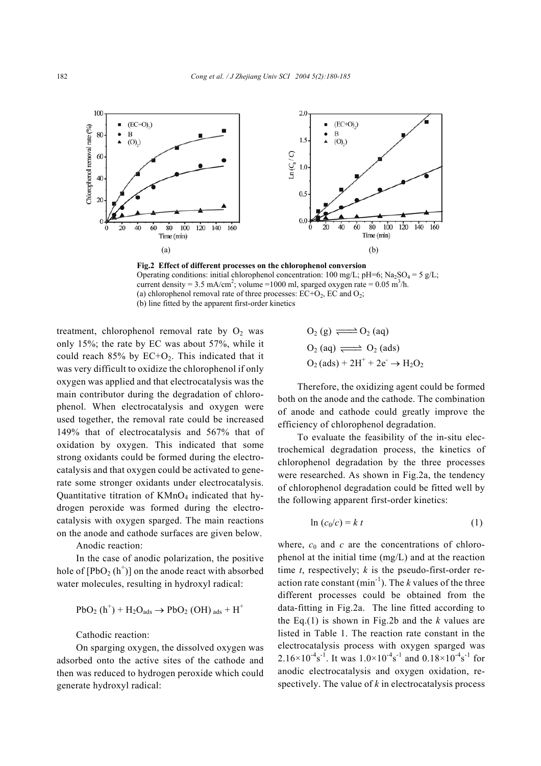Fig.2 Effect of different processes on the chlorophenol conversion

Operating conditions: initial chlorophenol concentration: 100 mg/L; pH=6; $Na_2SO_4$ = 5 g/L; current density = 3.5 mA/cm$^2$; volume =1000 ml, sparged oxygen rate = 0.05 m$^3$/h.

(a) chlorophenol removal rate of three processes: EC+$O_2$, EC and $O_2$;

(b) line fitted by the apparent first-order kinetics

treatment, chlorophenol removal rate by $O_2$ was only 15%; the rate by EC was about 57%, while it could reach 85% by EC+$O_2$. This indicated that it was very difficult to oxidize the chlorophenol if only oxygen was applied and that electrocatalysis was the main contributor during the degradation of chlorophenol. When electrocatalysis and oxygen were used together, the removal rate could be increased 149% that of electrocatalysis and 567% that of oxidation by oxygen. This indicated that some strong oxidants could be formed during the electrocatalysis and that oxygen could be activated to generate some stronger oxidants under electrocatalysis. Quantitative titration of $KMnO_4$ indicated that hydrogen peroxide was formed during the electrocatalysis with oxygen sparged. The main reactions on the anode and cathode surfaces are given below.

Anodic reaction:

In the case of anodic polarization, the positive hole of [$PbO_2$ ($h^+$)] on the anode react with absorbed water molecules, resulting in hydroxyl radical:

$$PbO_2\,(h^+) + H_2O_{ads} \rightarrow PbO_2\,(OH)_{ads} + H^+$$

Cathodic reaction:

On sparging oxygen, the dissolved oxygen was adsorbed onto the active sites of the cathode and then was reduced to hydrogen peroxide which could generate hydroxyl radical:

$$O_2\,(g) \rightleftharpoons O_2\,(aq)$$

$$O_2\,(aq) \rightleftharpoons O_2\,(ads)$$

$$O_2\,(ads) + 2H^+ + 2e^- \rightarrow H_2O_2$$

Therefore, the oxidizing agent could be formed both on the anode and the cathode. The combination of anode and cathode could greatly improve the efficiency of chlorophenol degradation.

To evaluate the feasibility of the in-situ electrochemical degradation process, the kinetics of chlorophenol degradation by the three processes were researched. As shown in Fig.2a, the tendency of chlorophenol degradation could be fitted well by the following apparent first-order kinetics:

$$\ln (c_0/c) = k\,t \tag{1}$$

where, $c_0$ and $c$ are the concentrations of chlorophenol at the initial time (mg/L) and at the reaction time $t$, respectively; $k$ is the pseudo-first-order reaction rate constant (min$^{-1}$). The $k$ values of the three different processes could be obtained from the data-fitting in Fig.2a. The line fitted according to the Eq.(1) is shown in Fig.2b and the $k$ values are listed in Table 1. The reaction rate constant in the electrocatalysis process with oxygen sparged was $2.16\times10^{-4}$s$^{-1}$. It was $1.0\times10^{-4}$s$^{-1}$ and $0.18\times10^{-4}$s$^{-1}$ for anodic electrocatalysis and oxygen oxidation, respectively. The value of $k$ in electrocatalysis process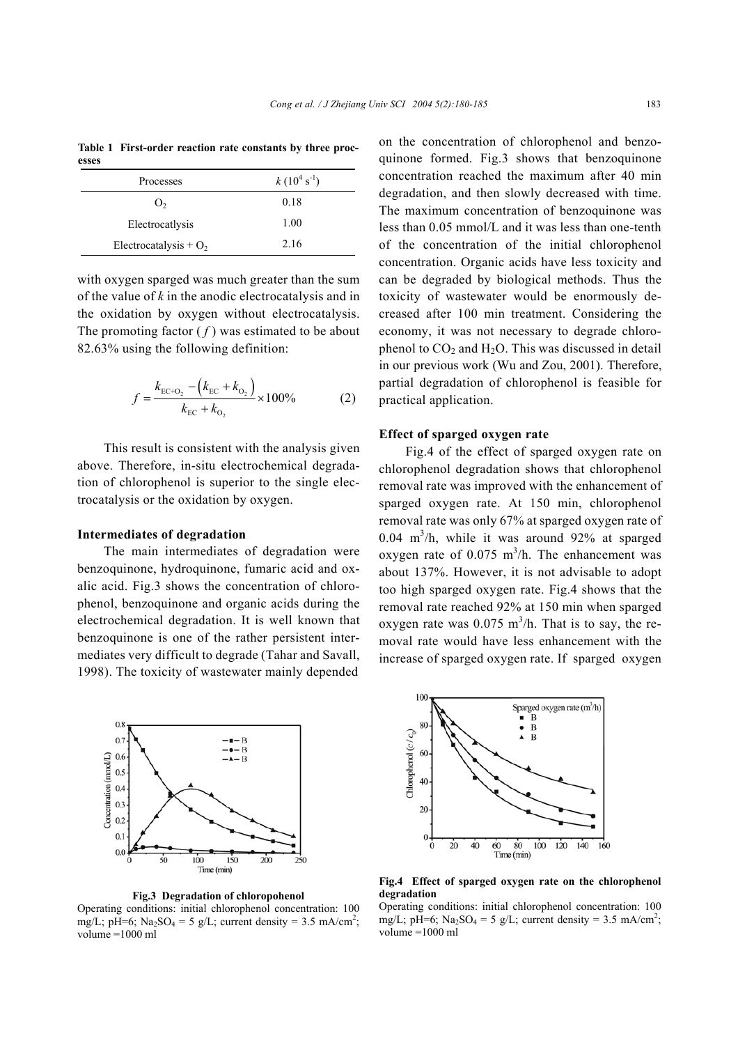**Table 1 First-order reaction rate constants by three processes**

| Processes | $k$ ($10^4$ s$^{-1}$) |
|---|---|
| $O_2$ | 0.18 |
| Electrocatlysis | 1.00 |
| Electrocatalysis + $O_2$ | 2.16 |

with oxygen sparged was much greater than the sum of the value of $k$ in the anodic electrocatalysis and in the oxidation by oxygen without electrocatalysis. The promoting factor ( $f$ ) was estimated to be about 82.63% using the following definition:

$$f = \frac{k_{EC+O_2} - \left(k_{EC} + k_{O_2}\right)}{k_{EC} + k_{O_2}} \times 100\% \tag{2}$$

This result is consistent with the analysis given above. Therefore, in-situ electrochemical degradation of chlorophenol is superior to the single electrocatalysis or the oxidation by oxygen.

### Intermediates of degradation

The main intermediates of degradation were benzoquinone, hydroquinone, fumaric acid and oxalic acid. Fig.3 shows the concentration of chlorophenol, benzoquinone and organic acids during the electrochemical degradation. It is well known that benzoquinone is one of the rather persistent intermediates very difficult to degrade (Tahar and Savall, 1998). The toxicity of wastewater mainly depended on the concentration of chlorophenol and benzoquinone formed. Fig.3 shows that benzoquinone concentration reached the maximum after 40 min degradation, and then slowly decreased with time. The maximum concentration of benzoquinone was less than 0.05 mmol/L and it was less than one-tenth of the concentration of the initial chlorophenol concentration. Organic acids have less toxicity and can be degraded by biological methods. Thus the toxicity of wastewater would be enormously decreased after 100 min treatment. Considering the economy, it was not necessary to degrade chlorophenol to $CO_2$ and $H_2O$. This was discussed in detail in our previous work (Wu and Zou, 2001). Therefore, partial degradation of chlorophenol is feasible for practical application.

### Effect of sparged oxygen rate

Fig.4 of the effect of sparged oxygen rate on chlorophenol degradation shows that chlorophenol removal rate was improved with the enhancement of sparged oxygen rate. At 150 min, chlorophenol removal rate was only 67% at sparged oxygen rate of 0.04 m$^3$/h, while it was around 92% at sparged oxygen rate of 0.075 m$^3$/h. The enhancement was about 137%. However, it is not advisable to adopt too high sparged oxygen rate. Fig.4 shows that the removal rate reached 92% at 150 min when sparged oxygen rate was 0.075 m$^3$/h. That is to say, the removal rate would have less enhancement with the increase of sparged oxygen rate. If sparged oxygen

**Fig.3 Degradation of chloropohenol**
Operating conditions: initial chlorophenol concentration: 100 mg/L; pH=6; $Na_2SO_4$ = 5 g/L; current density = 3.5 mA/cm$^2$; volume =1000 ml

**Fig.4 Effect of sparged oxygen rate on the chlorophenol degradation**
Operating conditions: initial chlorophenol concentration: 100 mg/L; pH=6; $Na_2SO_4$ = 5 g/L; current density = 3.5 mA/cm$^2$; volume =1000 ml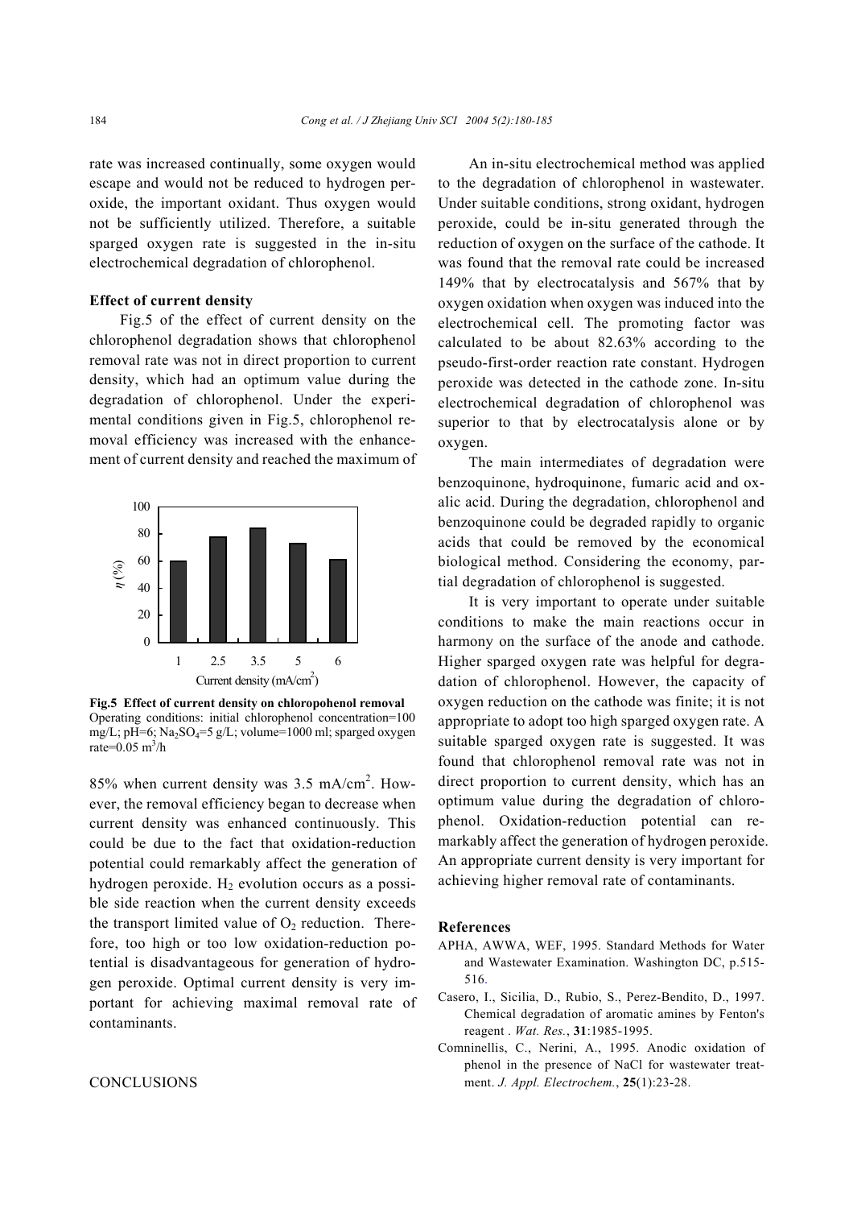rate was increased continually, some oxygen would escape and would not be reduced to hydrogen peroxide, the important oxidant. Thus oxygen would not be sufficiently utilized. Therefore, a suitable sparged oxygen rate is suggested in the in-situ electrochemical degradation of chlorophenol.

**Effect of current density**

Fig.5 of the effect of current density on the chlorophenol degradation shows that chlorophenol removal rate was not in direct proportion to current density, which had an optimum value during the degradation of chlorophenol. Under the experimental conditions given in Fig.5, chlorophenol removal efficiency was increased with the enhancement of current density and reached the maximum of 85% when current density was 3.5 mA/cm$^2$. However, the removal efficiency began to decrease when current density was enhanced continuously. This could be due to the fact that oxidation-reduction potential could remarkably affect the generation of hydrogen peroxide. $H_2$ evolution occurs as a possible side reaction when the current density exceeds the transport limited value of $O_2$ reduction. Therefore, too high or too low oxidation-reduction potential is disadvantageous for generation of hydrogen peroxide. Optimal current density is very important for achieving maximal removal rate of contaminants.

**Fig.5 Effect of current density on chloropohenol removal**
Operating conditions: initial chlorophenol concentration=100 mg/L; pH=6; $Na_2SO_4$=5 g/L; volume=1000 ml; sparged oxygen rate=0.05 m$^3$/h

## CONCLUSIONS

An in-situ electrochemical method was applied to the degradation of chlorophenol in wastewater. Under suitable conditions, strong oxidant, hydrogen peroxide, could be in-situ generated through the reduction of oxygen on the surface of the cathode. It was found that the removal rate could be increased 149% that by electrocatalysis and 567% that by oxygen oxidation when oxygen was induced into the electrochemical cell. The promoting factor was calculated to be about 82.63% according to the pseudo-first-order reaction rate constant. Hydrogen peroxide was detected in the cathode zone. In-situ electrochemical degradation of chlorophenol was superior to that by electrocatalysis alone or by oxygen.

The main intermediates of degradation were benzoquinone, hydroquinone, fumaric acid and oxalic acid. During the degradation, chlorophenol and benzoquinone could be degraded rapidly to organic acids that could be removed by the economical biological method. Considering the economy, partial degradation of chlorophenol is suggested.

It is very important to operate under suitable conditions to make the main reactions occur in harmony on the surface of the anode and cathode. Higher sparged oxygen rate was helpful for degradation of chlorophenol. However, the capacity of oxygen reduction on the cathode was finite; it is not appropriate to adopt too high sparged oxygen rate. A suitable sparged oxygen rate is suggested. It was found that chlorophenol removal rate was not in direct proportion to current density, which has an optimum value during the degradation of chlorophenol. Oxidation-reduction potential can remarkably affect the generation of hydrogen peroxide. An appropriate current density is very important for achieving higher removal rate of contaminants.

## References

APHA, AWWA, WEF, 1995. Standard Methods for Water and Wastewater Examination. Washington DC, p.515-516.

Casero, I., Sicilia, D., Rubio, S., Perez-Bendito, D., 1997. Chemical degradation of aromatic amines by Fenton's reagent . *Wat. Res.*, **31**:1985-1995.

Comninellis, C., Nerini, A., 1995. Anodic oxidation of phenol in the presence of NaCl for wastewater treatment. *J. Appl. Electrochem.*, **25**(1):23-28.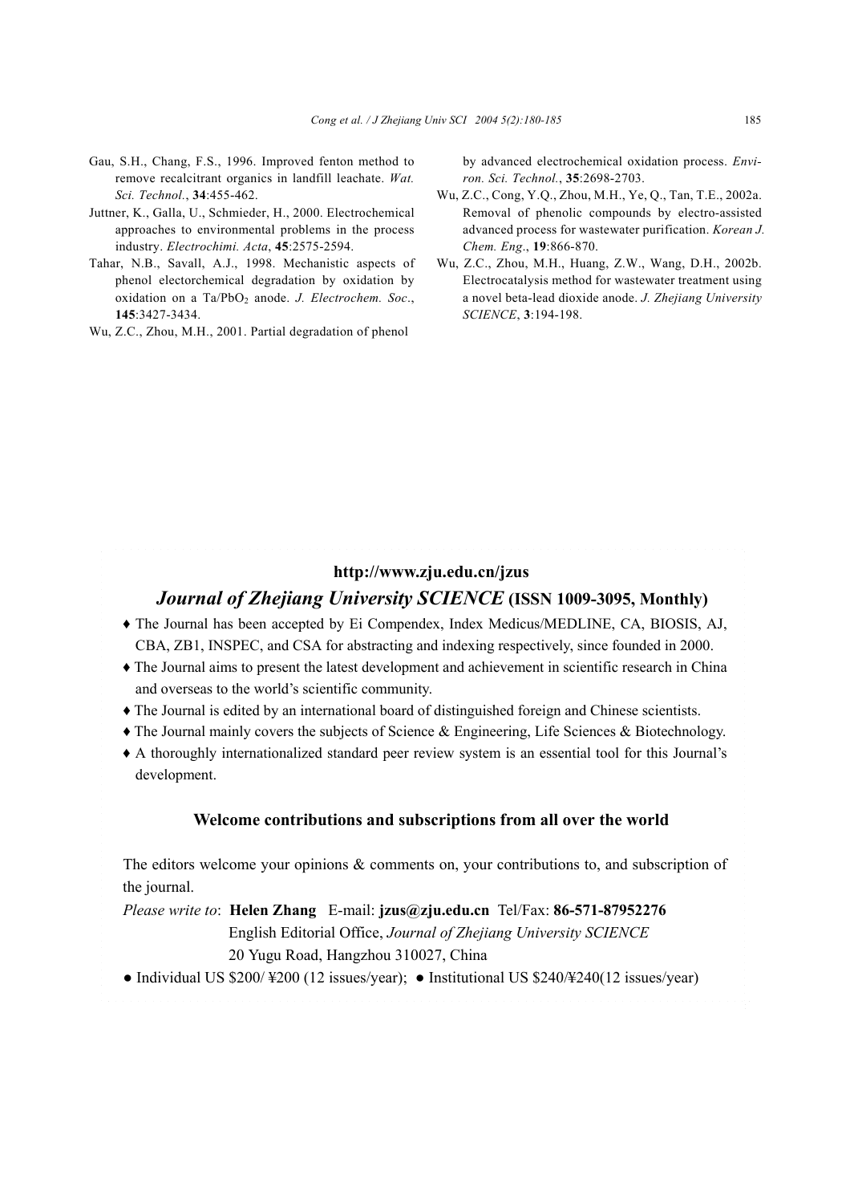Gau, S.H., Chang, F.S., 1996. Improved fenton method to remove recalcitrant organics in landfill leachate. *Wat. Sci. Technol.*, **34**:455-462.

Juttner, K., Galla, U., Schmieder, H., 2000. Electrochemical approaches to environmental problems in the process industry. *Electrochimi. Acta*, **45**:2575-2594.

Tahar, N.B., Savall, A.J., 1998. Mechanistic aspects of phenol electorchemical degradation by oxidation by oxidation on a Ta/$PbO_2$ anode. *J. Electrochem. Soc*., **145**:3427-3434.

Wu, Z.C., Zhou, M.H., 2001. Partial degradation of phenol by advanced electrochemical oxidation process. *Environ. Sci. Technol.*, **35**:2698-2703.

Wu, Z.C., Cong, Y.Q., Zhou, M.H., Ye, Q., Tan, T.E., 2002a. Removal of phenolic compounds by electro-assisted advanced process for wastewater purification. *Korean J. Chem. Eng*., **19**:866-870.

Wu, Z.C., Zhou, M.H., Huang, Z.W., Wang, D.H., 2002b. Electrocatalysis method for wastewater treatment using a novel beta-lead dioxide anode. *J. Zhejiang University SCIENCE*, **3**:194-198.

**http://www.zju.edu.cn/jzus**

***Journal of Zhejiang University SCIENCE*** **(ISSN 1009-3095, Monthly)**

- ♦ The Journal has been accepted by Ei Compendex, Index Medicus/MEDLINE, CA, BIOSIS, AJ, CBA, ZB1, INSPEC, and CSA for abstracting and indexing respectively, since founded in 2000.
- ♦ The Journal aims to present the latest development and achievement in scientific research in China and overseas to the world's scientific community.
- ♦ The Journal is edited by an international board of distinguished foreign and Chinese scientists.
- ♦ The Journal mainly covers the subjects of Science & Engineering, Life Sciences & Biotechnology.
- ♦ A thoroughly internationalized standard peer review system is an essential tool for this Journal's development.

**Welcome contributions and subscriptions from all over the world**

The editors welcome your opinions & comments on, your contributions to, and subscription of the journal.

*Please write to*: **Helen Zhang** E-mail: **jzus@zju.edu.cn** Tel/Fax: **86-571-87952276**
English Editorial Office, *Journal of Zhejiang University SCIENCE*
20 Yugu Road, Hangzhou 310027, China

● Individual US $200/ ¥200 (12 issues/year); ● Institutional US $240/¥240(12 issues/year)